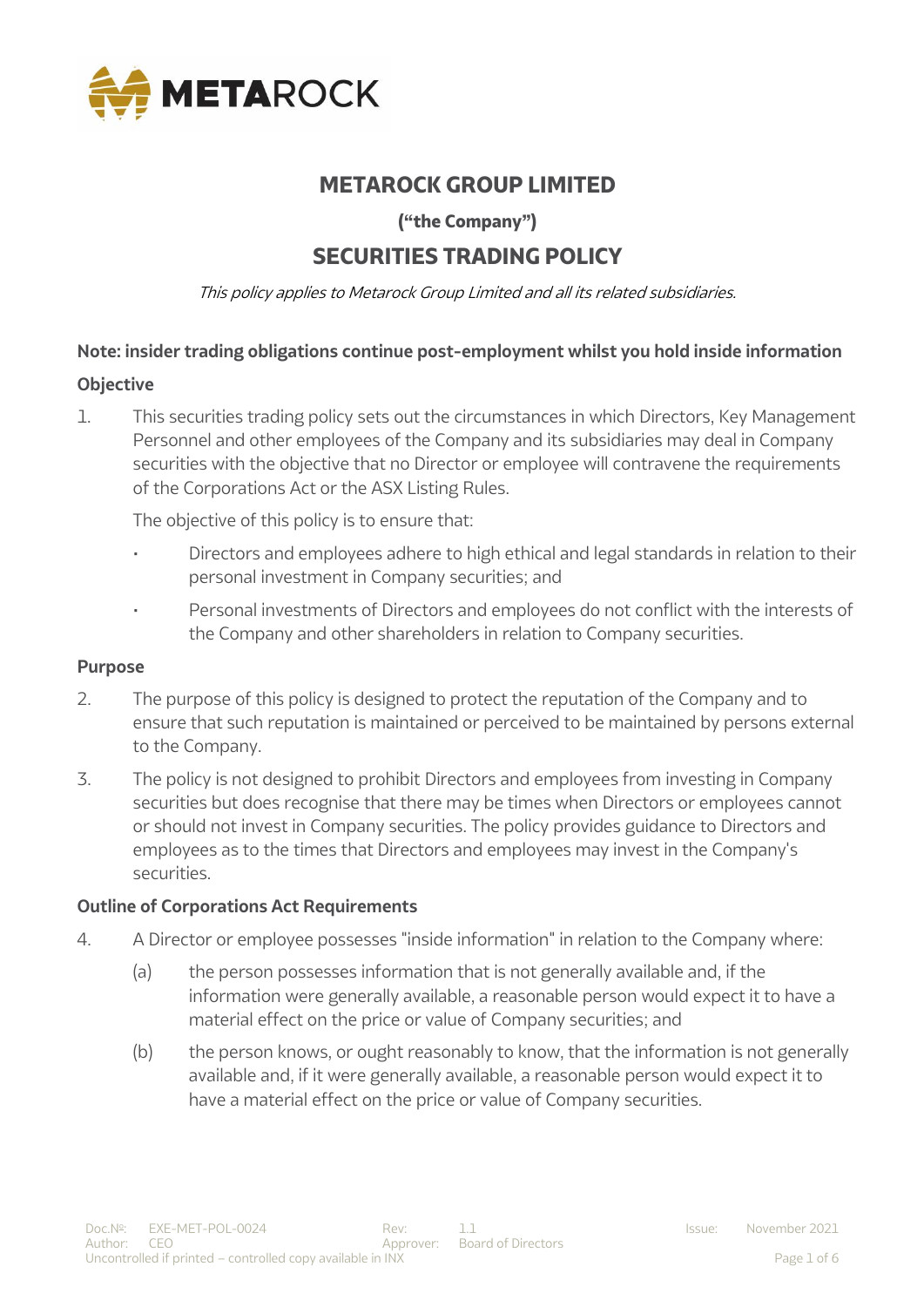# METAROCK GROUP LIMITED

**("the Company")**

## SECURITIES TRADING POLICY

*This policy applies to Metarock Group Limited and all its related subsidiaries.*

**Note: insider trading obligations continue post-employment whilst you hold inside information**

### Objective

1. This securities trading policy sets out the circumstances in which Directors, Key Management Personnel and other employees of the Company and its subsidiaries may deal in Company securities with the objective that no Director or employee will contravene the requirements of the Corporations Act or the ASX Listing Rules.

   The objective of this policy is to ensure that:

   - Directors and employees adhere to high ethical and legal standards in relation to their personal investment in Company securities; and
   - Personal investments of Directors and employees do not conflict with the interests of the Company and other shareholders in relation to Company securities.

### Purpose

2. The purpose of this policy is designed to protect the reputation of the Company and to ensure that such reputation is maintained or perceived to be maintained by persons external to the Company.

3. The policy is not designed to prohibit Directors and employees from investing in Company securities but does recognise that there may be times when Directors or employees cannot or should not invest in Company securities. The policy provides guidance to Directors and employees as to the times that Directors and employees may invest in the Company's securities.

### Outline of Corporations Act Requirements

4. A Director or employee possesses "inside information" in relation to the Company where:

   (a) the person possesses information that is not generally available and, if the information were generally available, a reasonable person would expect it to have a material effect on the price or value of Company securities; and

   (b) the person knows, or ought reasonably to know, that the information is not generally available and, if it were generally available, a reasonable person would expect it to have a material effect on the price or value of Company securities.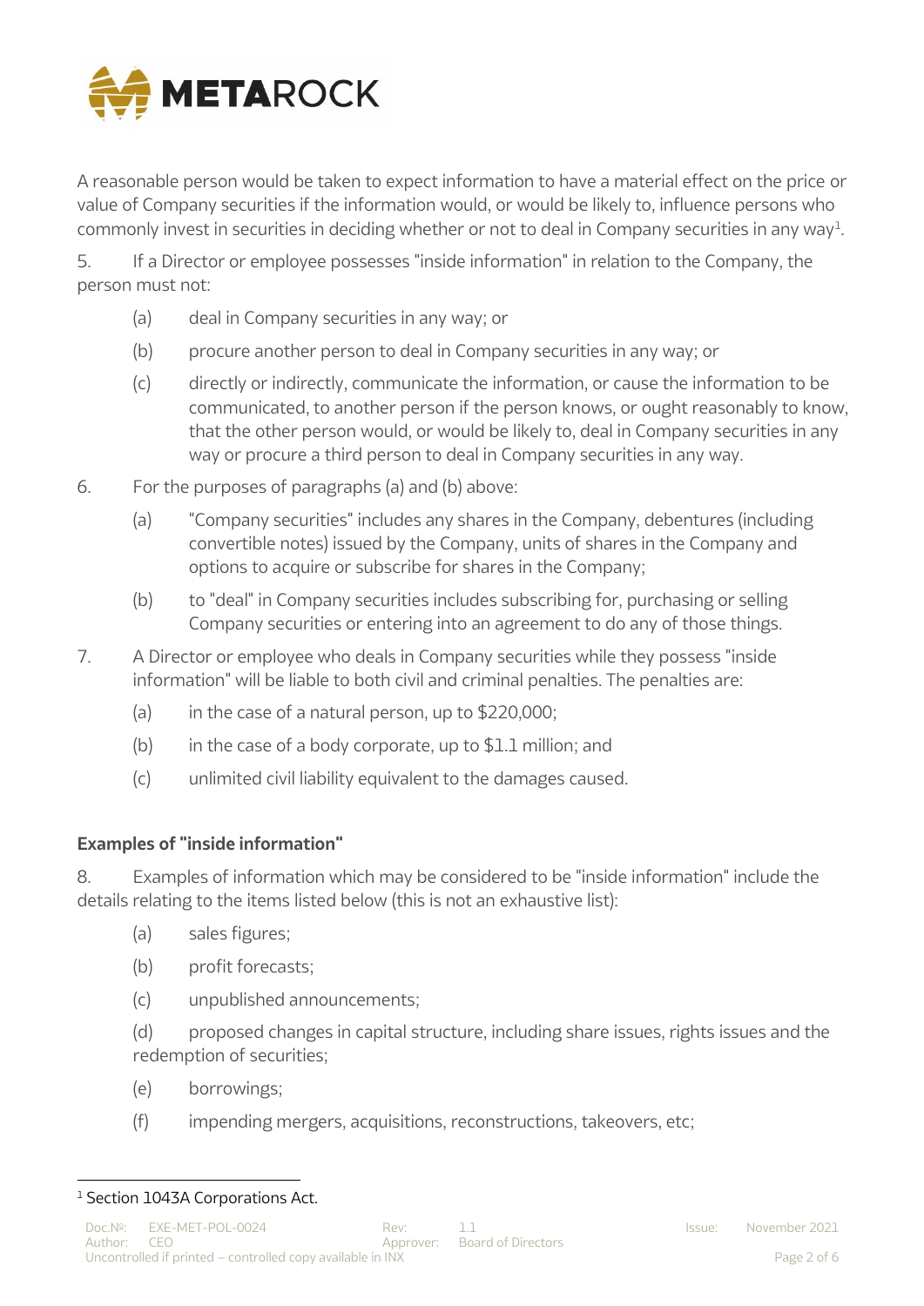A reasonable person would be taken to expect information to have a material effect on the price or value of Company securities if the information would, or would be likely to, influence persons who commonly invest in securities in deciding whether or not to deal in Company securities in any way[1].

5. If a Director or employee possesses "inside information" in relation to the Company, the person must not:

  (a) deal in Company securities in any way; or

  (b) procure another person to deal in Company securities in any way; or

  (c) directly or indirectly, communicate the information, or cause the information to be communicated, to another person if the person knows, or ought reasonably to know, that the other person would, or would be likely to, deal in Company securities in any way or procure a third person to deal in Company securities in any way.

6. For the purposes of paragraphs (a) and (b) above:

  (a) "Company securities" includes any shares in the Company, debentures (including convertible notes) issued by the Company, units of shares in the Company and options to acquire or subscribe for shares in the Company;

  (b) to "deal" in Company securities includes subscribing for, purchasing or selling Company securities or entering into an agreement to do any of those things.

7. A Director or employee who deals in Company securities while they possess "inside information" will be liable to both civil and criminal penalties. The penalties are:

  (a) in the case of a natural person, up to $220,000;

  (b) in the case of a body corporate, up to $1.1 million; and

  (c) unlimited civil liability equivalent to the damages caused.

**Examples of "inside information"**

8. Examples of information which may be considered to be "inside information" include the details relating to the items listed below (this is not an exhaustive list):

  (a) sales figures;

  (b) profit forecasts;

  (c) unpublished announcements;

  (d) proposed changes in capital structure, including share issues, rights issues and the redemption of securities;

  (e) borrowings;

  (f) impending mergers, acquisitions, reconstructions, takeovers, etc;

[1] Section 1043A Corporations Act.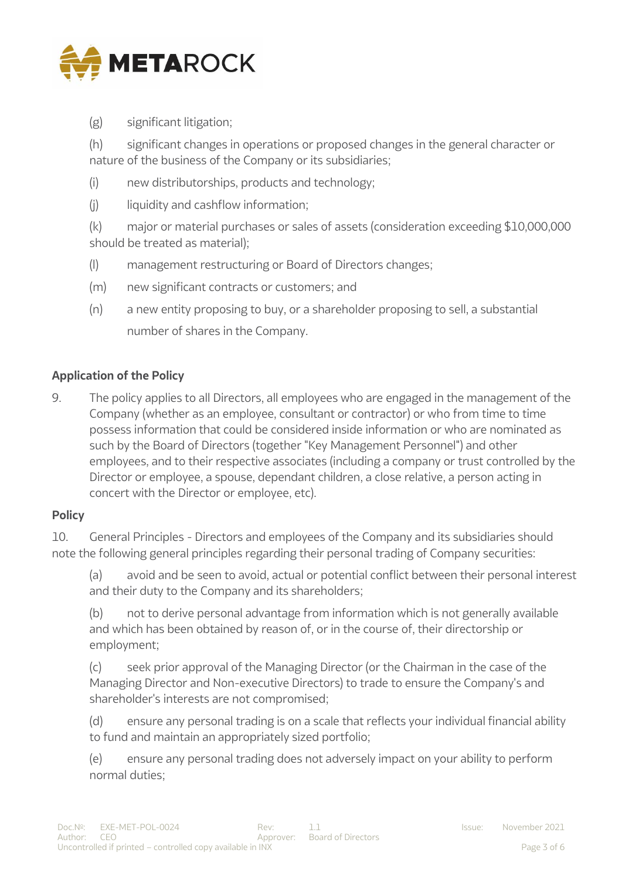(g) significant litigation;

(h) significant changes in operations or proposed changes in the general character or nature of the business of the Company or its subsidiaries;

(i) new distributorships, products and technology;

(j) liquidity and cashflow information;

(k) major or material purchases or sales of assets (consideration exceeding $10,000,000 should be treated as material);

(l) management restructuring or Board of Directors changes;

(m) new significant contracts or customers; and

(n) a new entity proposing to buy, or a shareholder proposing to sell, a substantial number of shares in the Company.

## Application of the Policy

9. The policy applies to all Directors, all employees who are engaged in the management of the Company (whether as an employee, consultant or contractor) or who from time to time possess information that could be considered inside information or who are nominated as such by the Board of Directors (together "Key Management Personnel") and other employees, and to their respective associates (including a company or trust controlled by the Director or employee, a spouse, dependant children, a close relative, a person acting in concert with the Director or employee, etc).

## Policy

10. General Principles - Directors and employees of the Company and its subsidiaries should note the following general principles regarding their personal trading of Company securities:

(a) avoid and be seen to avoid, actual or potential conflict between their personal interest and their duty to the Company and its shareholders;

(b) not to derive personal advantage from information which is not generally available and which has been obtained by reason of, or in the course of, their directorship or employment;

(c) seek prior approval of the Managing Director (or the Chairman in the case of the Managing Director and Non-executive Directors) to trade to ensure the Company's and shareholder's interests are not compromised;

(d) ensure any personal trading is on a scale that reflects your individual financial ability to fund and maintain an appropriately sized portfolio;

(e) ensure any personal trading does not adversely impact on your ability to perform normal duties;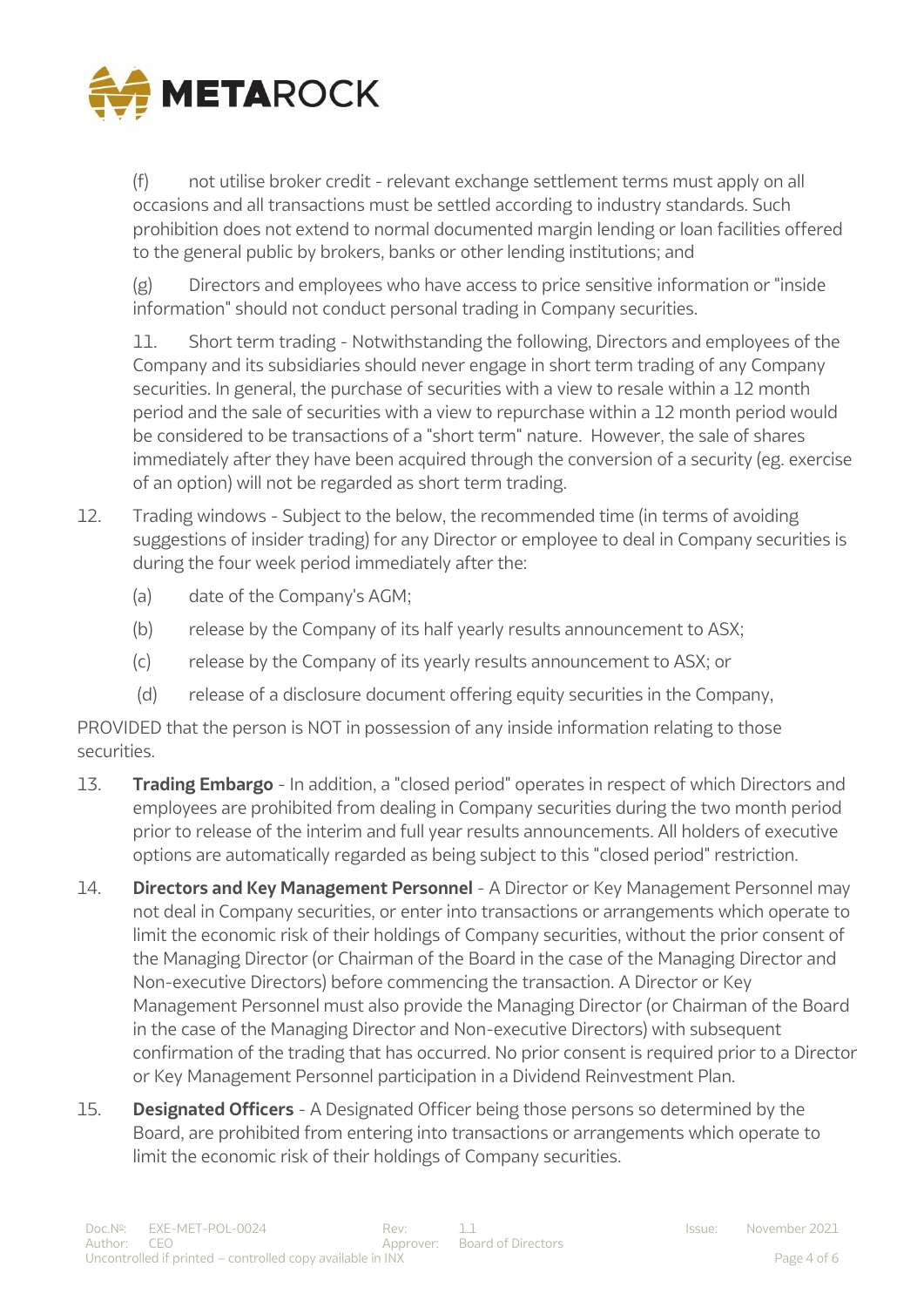(f) not utilise broker credit - relevant exchange settlement terms must apply on all occasions and all transactions must be settled according to industry standards. Such prohibition does not extend to normal documented margin lending or loan facilities offered to the general public by brokers, banks or other lending institutions; and

(g) Directors and employees who have access to price sensitive information or "inside information" should not conduct personal trading in Company securities.

11. Short term trading - Notwithstanding the following, Directors and employees of the Company and its subsidiaries should never engage in short term trading of any Company securities. In general, the purchase of securities with a view to resale within a 12 month period and the sale of securities with a view to repurchase within a 12 month period would be considered to be transactions of a "short term" nature. However, the sale of shares immediately after they have been acquired through the conversion of a security (eg. exercise of an option) will not be regarded as short term trading.

12. Trading windows - Subject to the below, the recommended time (in terms of avoiding suggestions of insider trading) for any Director or employee to deal in Company securities is during the four week period immediately after the:

   (a) date of the Company's AGM;

   (b) release by the Company of its half yearly results announcement to ASX;

   (c) release by the Company of its yearly results announcement to ASX; or

   (d) release of a disclosure document offering equity securities in the Company,

PROVIDED that the person is NOT in possession of any inside information relating to those securities.

13. **Trading Embargo** - In addition, a "closed period" operates in respect of which Directors and employees are prohibited from dealing in Company securities during the two month period prior to release of the interim and full year results announcements. All holders of executive options are automatically regarded as being subject to this "closed period" restriction.

14. **Directors and Key Management Personnel** - A Director or Key Management Personnel may not deal in Company securities, or enter into transactions or arrangements which operate to limit the economic risk of their holdings of Company securities, without the prior consent of the Managing Director (or Chairman of the Board in the case of the Managing Director and Non-executive Directors) before commencing the transaction. A Director or Key Management Personnel must also provide the Managing Director (or Chairman of the Board in the case of the Managing Director and Non-executive Directors) with subsequent confirmation of the trading that has occurred. No prior consent is required prior to a Director or Key Management Personnel participation in a Dividend Reinvestment Plan.

15. **Designated Officers** - A Designated Officer being those persons so determined by the Board, are prohibited from entering into transactions or arrangements which operate to limit the economic risk of their holdings of Company securities.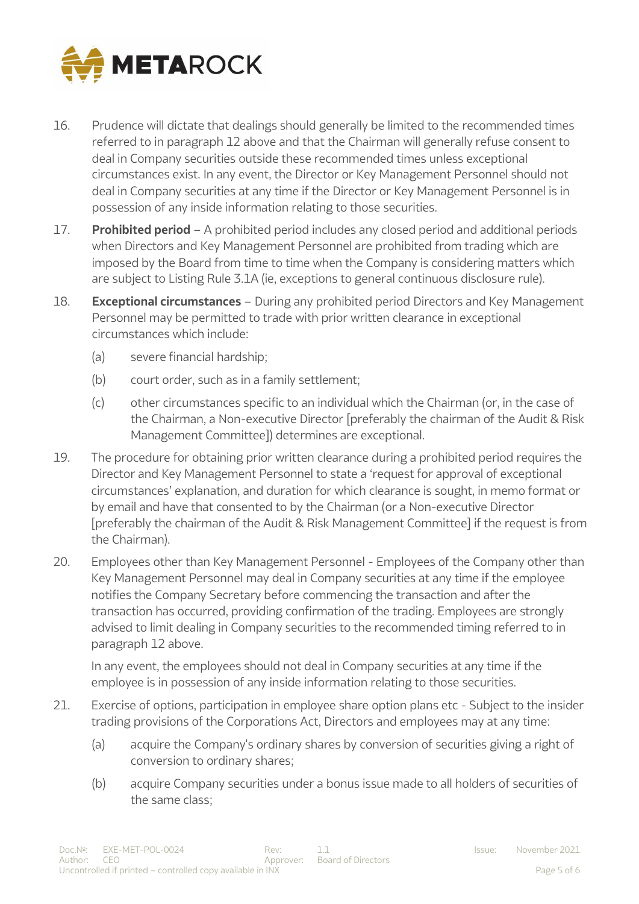16. Prudence will dictate that dealings should generally be limited to the recommended times referred to in paragraph 12 above and that the Chairman will generally refuse consent to deal in Company securities outside these recommended times unless exceptional circumstances exist. In any event, the Director or Key Management Personnel should not deal in Company securities at any time if the Director or Key Management Personnel is in possession of any inside information relating to those securities.

17. **Prohibited period** – A prohibited period includes any closed period and additional periods when Directors and Key Management Personnel are prohibited from trading which are imposed by the Board from time to time when the Company is considering matters which are subject to Listing Rule 3.1A (ie, exceptions to general continuous disclosure rule).

18. **Exceptional circumstances** – During any prohibited period Directors and Key Management Personnel may be permitted to trade with prior written clearance in exceptional circumstances which include:

    (a) severe financial hardship;

    (b) court order, such as in a family settlement;

    (c) other circumstances specific to an individual which the Chairman (or, in the case of the Chairman, a Non-executive Director [preferably the chairman of the Audit & Risk Management Committee]) determines are exceptional.

19. The procedure for obtaining prior written clearance during a prohibited period requires the Director and Key Management Personnel to state a 'request for approval of exceptional circumstances' explanation, and duration for which clearance is sought, in memo format or by email and have that consented to by the Chairman (or a Non-executive Director [preferably the chairman of the Audit & Risk Management Committee] if the request is from the Chairman).

20. Employees other than Key Management Personnel - Employees of the Company other than Key Management Personnel may deal in Company securities at any time if the employee notifies the Company Secretary before commencing the transaction and after the transaction has occurred, providing confirmation of the trading. Employees are strongly advised to limit dealing in Company securities to the recommended timing referred to in paragraph 12 above.

    In any event, the employees should not deal in Company securities at any time if the employee is in possession of any inside information relating to those securities.

21. Exercise of options, participation in employee share option plans etc - Subject to the insider trading provisions of the Corporations Act, Directors and employees may at any time:

    (a) acquire the Company's ordinary shares by conversion of securities giving a right of conversion to ordinary shares;

    (b) acquire Company securities under a bonus issue made to all holders of securities of the same class;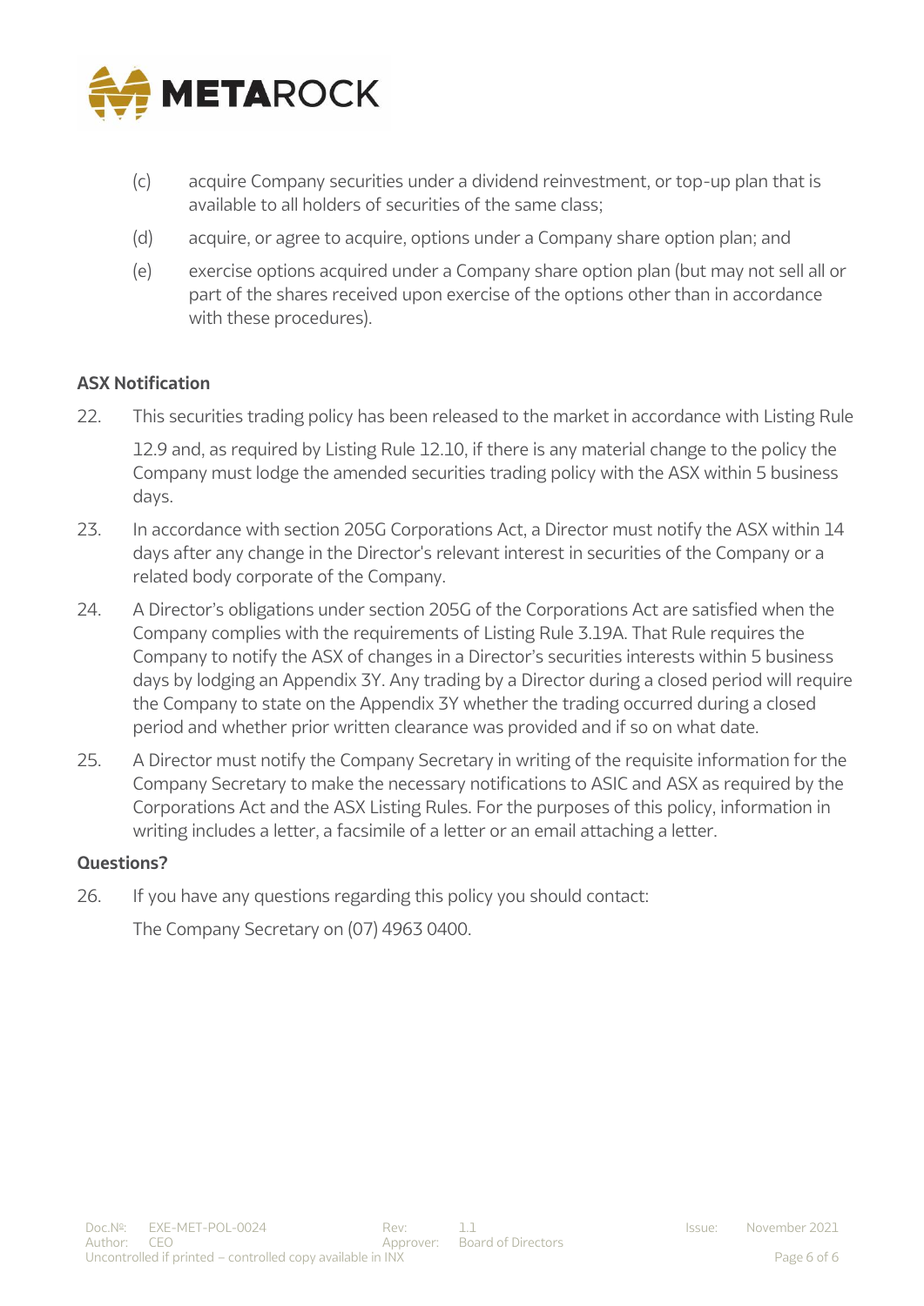(c) acquire Company securities under a dividend reinvestment, or top-up plan that is available to all holders of securities of the same class;

(d) acquire, or agree to acquire, options under a Company share option plan; and

(e) exercise options acquired under a Company share option plan (but may not sell all or part of the shares received upon exercise of the options other than in accordance with these procedures).

**ASX Notification**

22. This securities trading policy has been released to the market in accordance with Listing Rule 12.9 and, as required by Listing Rule 12.10, if there is any material change to the policy the Company must lodge the amended securities trading policy with the ASX within 5 business days.

23. In accordance with section 205G Corporations Act, a Director must notify the ASX within 14 days after any change in the Director's relevant interest in securities of the Company or a related body corporate of the Company.

24. A Director's obligations under section 205G of the Corporations Act are satisfied when the Company complies with the requirements of Listing Rule 3.19A. That Rule requires the Company to notify the ASX of changes in a Director's securities interests within 5 business days by lodging an Appendix 3Y. Any trading by a Director during a closed period will require the Company to state on the Appendix 3Y whether the trading occurred during a closed period and whether prior written clearance was provided and if so on what date.

25. A Director must notify the Company Secretary in writing of the requisite information for the Company Secretary to make the necessary notifications to ASIC and ASX as required by the Corporations Act and the ASX Listing Rules. For the purposes of this policy, information in writing includes a letter, a facsimile of a letter or an email attaching a letter.

**Questions?**

26. If you have any questions regarding this policy you should contact:

    The Company Secretary on (07) 4963 0400.